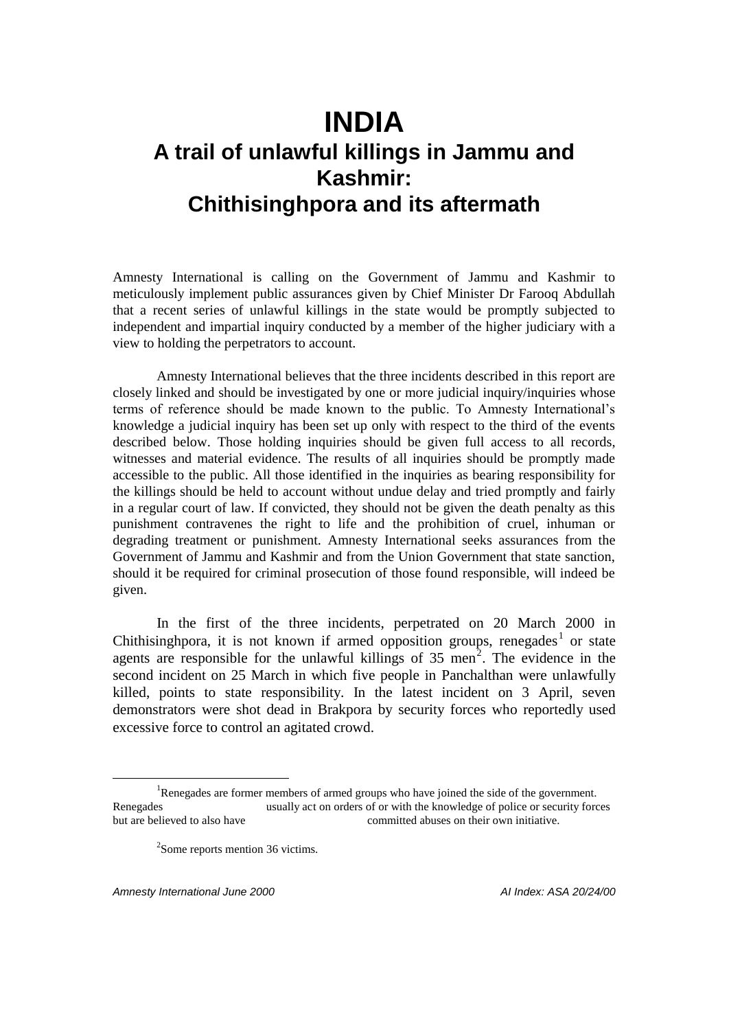# INDIA

## A trail of unlawful killings in Jammu and Kashmir: Chithisinghpora and its aftermath

Amnesty International is calling on the Government of Jammu and Kashmir to meticulously implement public assurances given by Chief Minister Dr Farooq Abdullah that a recent series of unlawful killings in the state would be promptly subjected to independent and impartial inquiry conducted by a member of the higher judiciary with a view to holding the perpetrators to account.

Amnesty International believes that the three incidents described in this report are closely linked and should be investigated by one or more judicial inquiry/inquiries whose terms of reference should be made known to the public. To Amnesty International's knowledge a judicial inquiry has been set up only with respect to the third of the events described below. Those holding inquiries should be given full access to all records, witnesses and material evidence. The results of all inquiries should be promptly made accessible to the public. All those identified in the inquiries as bearing responsibility for the killings should be held to account without undue delay and tried promptly and fairly in a regular court of law. If convicted, they should not be given the death penalty as this punishment contravenes the right to life and the prohibition of cruel, inhuman or degrading treatment or punishment. Amnesty International seeks assurances from the Government of Jammu and Kashmir and from the Union Government that state sanction, should it be required for criminal prosecution of those found responsible, will indeed be given.

In the first of the three incidents, perpetrated on 20 March 2000 in Chithisinghpora, it is not known if armed opposition groups, renegades[1] or state agents are responsible for the unlawful killings of 35 men[2]. The evidence in the second incident on 25 March in which five people in Panchalthan were unlawfully killed, points to state responsibility. In the latest incident on 3 April, seven demonstrators were shot dead in Brakpora by security forces who reportedly used excessive force to control an agitated crowd.

---

[1] Renegades are former members of armed groups who have joined the side of the government. Renegades usually act on orders of or with the knowledge of police or security forces but are believed to also have committed abuses on their own initiative.

[2] Some reports mention 36 victims.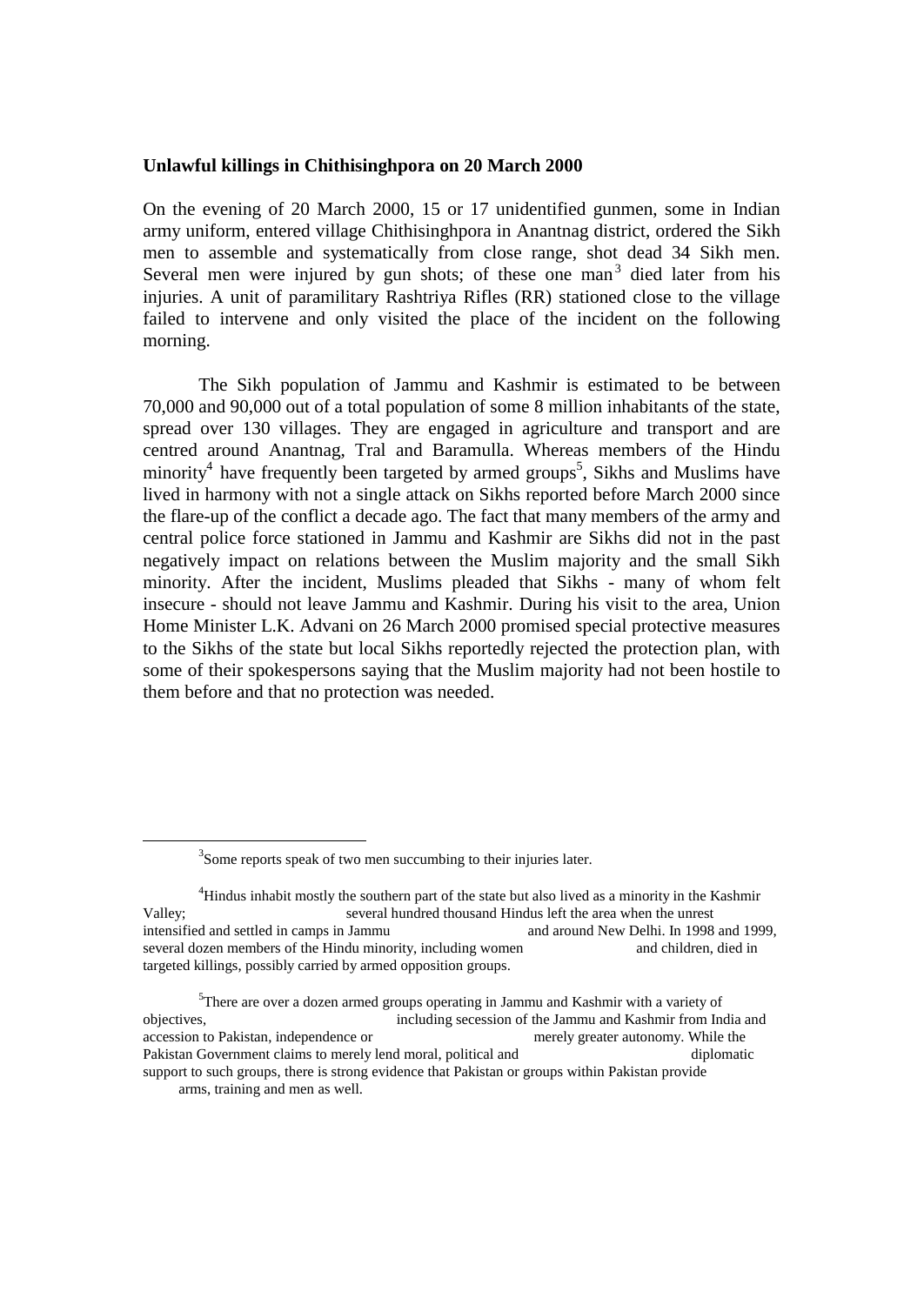**Unlawful killings in Chithisinghpora on 20 March 2000**

On the evening of 20 March 2000, 15 or 17 unidentified gunmen, some in Indian army uniform, entered village Chithisinghpora in Anantnag district, ordered the Sikh men to assemble and systematically from close range, shot dead 34 Sikh men. Several men were injured by gun shots; of these one man[3] died later from his injuries. A unit of paramilitary Rashtriya Rifles (RR) stationed close to the village failed to intervene and only visited the place of the incident on the following morning.

The Sikh population of Jammu and Kashmir is estimated to be between 70,000 and 90,000 out of a total population of some 8 million inhabitants of the state, spread over 130 villages. They are engaged in agriculture and transport and are centred around Anantnag, Tral and Baramulla. Whereas members of the Hindu minority[4] have frequently been targeted by armed groups[5], Sikhs and Muslims have lived in harmony with not a single attack on Sikhs reported before March 2000 since the flare-up of the conflict a decade ago. The fact that many members of the army and central police force stationed in Jammu and Kashmir are Sikhs did not in the past negatively impact on relations between the Muslim majority and the small Sikh minority. After the incident, Muslims pleaded that Sikhs - many of whom felt insecure - should not leave Jammu and Kashmir. During his visit to the area, Union Home Minister L.K. Advani on 26 March 2000 promised special protective measures to the Sikhs of the state but local Sikhs reportedly rejected the protection plan, with some of their spokespersons saying that the Muslim majority had not been hostile to them before and that no protection was needed.

---

[3] Some reports speak of two men succumbing to their injuries later.

[4] Hindus inhabit mostly the southern part of the state but also lived as a minority in the Kashmir Valley; several hundred thousand Hindus left the area when the unrest intensified and settled in camps in Jammu and around New Delhi. In 1998 and 1999, several dozen members of the Hindu minority, including women and children, died in targeted killings, possibly carried by armed opposition groups.

[5] There are over a dozen armed groups operating in Jammu and Kashmir with a variety of objectives, including secession of the Jammu and Kashmir from India and accession to Pakistan, independence or merely greater autonomy. While the Pakistan Government claims to merely lend moral, political and diplomatic support to such groups, there is strong evidence that Pakistan or groups within Pakistan provide arms, training and men as well.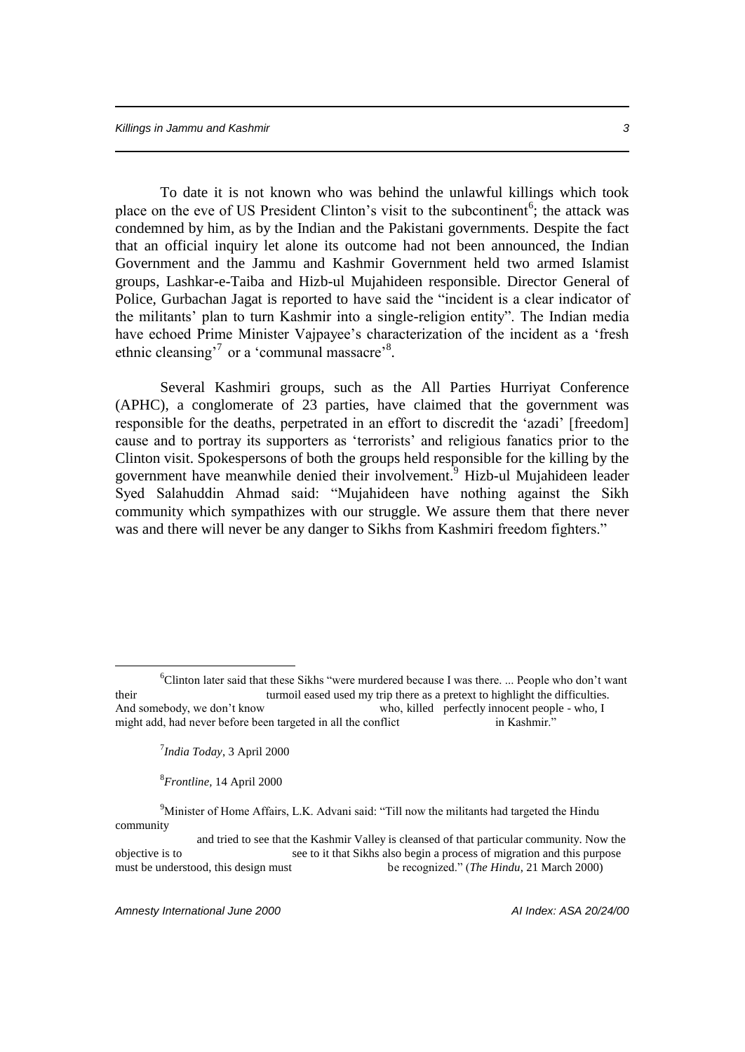To date it is not known who was behind the unlawful killings which took place on the eve of US President Clinton's visit to the subcontinent[6]; the attack was condemned by him, as by the Indian and the Pakistani governments. Despite the fact that an official inquiry let alone its outcome had not been announced, the Indian Government and the Jammu and Kashmir Government held two armed Islamist groups, Lashkar-e-Taiba and Hizb-ul Mujahideen responsible. Director General of Police, Gurbachan Jagat is reported to have said the "incident is a clear indicator of the militants' plan to turn Kashmir into a single-religion entity". The Indian media have echoed Prime Minister Vajpayee's characterization of the incident as a 'fresh ethnic cleansing'[7] or a 'communal massacre'[8].

Several Kashmiri groups, such as the All Parties Hurriyat Conference (APHC), a conglomerate of 23 parties, have claimed that the government was responsible for the deaths, perpetrated in an effort to discredit the 'azadi' [freedom] cause and to portray its supporters as 'terrorists' and religious fanatics prior to the Clinton visit. Spokespersons of both the groups held responsible for the killing by the government have meanwhile denied their involvement.[9] Hizb-ul Mujahideen leader Syed Salahuddin Ahmad said: "Mujahideen have nothing against the Sikh community which sympathizes with our struggle. We assure them that there never was and there will never be any danger to Sikhs from Kashmiri freedom fighters."

---

[6] Clinton later said that these Sikhs "were murdered because I was there. ... People who don't want their turmoil eased used my trip there as a pretext to highlight the difficulties. And somebody, we don't know who, killed perfectly innocent people - who, I might add, had never before been targeted in all the conflict in Kashmir."

[7] *India Today*, 3 April 2000

[8] *Frontline*, 14 April 2000

[9] Minister of Home Affairs, L.K. Advani said: "Till now the militants had targeted the Hindu community and tried to see that the Kashmir Valley is cleansed of that particular community. Now the objective is to see to it that Sikhs also begin a process of migration and this purpose must be understood, this design must be recognized." (*The Hindu*, 21 March 2000)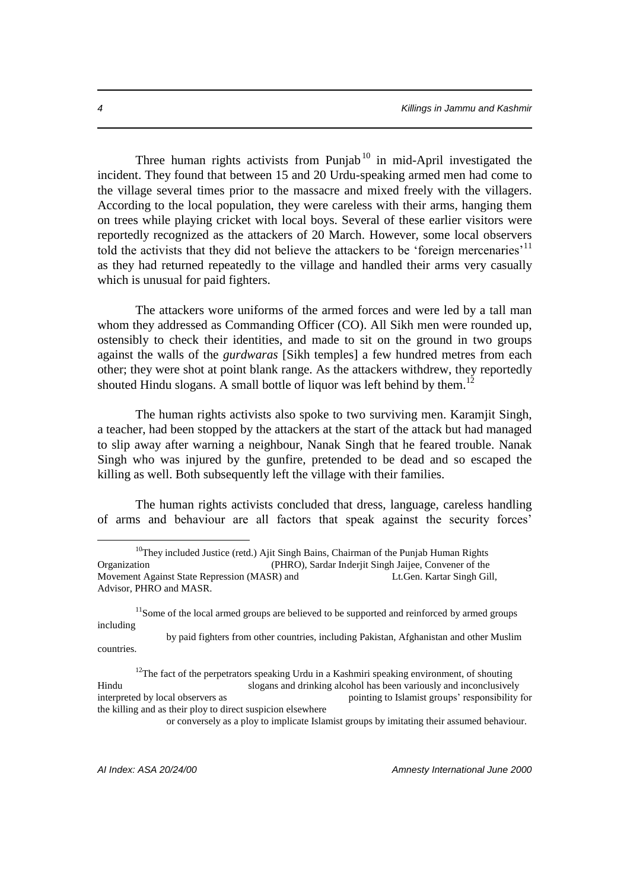Three human rights activists from Punjab[10] in mid-April investigated the incident. They found that between 15 and 20 Urdu-speaking armed men had come to the village several times prior to the massacre and mixed freely with the villagers. According to the local population, they were careless with their arms, hanging them on trees while playing cricket with local boys. Several of these earlier visitors were reportedly recognized as the attackers of 20 March. However, some local observers told the activists that they did not believe the attackers to be 'foreign mercenaries'[11] as they had returned repeatedly to the village and handled their arms very casually which is unusual for paid fighters.

The attackers wore uniforms of the armed forces and were led by a tall man whom they addressed as Commanding Officer (CO). All Sikh men were rounded up, ostensibly to check their identities, and made to sit on the ground in two groups against the walls of the *gurdwaras* [Sikh temples] a few hundred metres from each other; they were shot at point blank range. As the attackers withdrew, they reportedly shouted Hindu slogans. A small bottle of liquor was left behind by them.[12]

The human rights activists also spoke to two surviving men. Karamjit Singh, a teacher, had been stopped by the attackers at the start of the attack but had managed to slip away after warning a neighbour, Nanak Singh that he feared trouble. Nanak Singh who was injured by the gunfire, pretended to be dead and so escaped the killing as well. Both subsequently left the village with their families.

The human rights activists concluded that dress, language, careless handling of arms and behaviour are all factors that speak against the security forces'

---

[10] They included Justice (retd.) Ajit Singh Bains, Chairman of the Punjab Human Rights Organization (PHRO), Sardar Inderjit Singh Jaijee, Convener of the Movement Against State Repression (MASR) and Lt.Gen. Kartar Singh Gill, Advisor, PHRO and MASR.

[11] Some of the local armed groups are believed to be supported and reinforced by armed groups including by paid fighters from other countries, including Pakistan, Afghanistan and other Muslim countries.

[12] The fact of the perpetrators speaking Urdu in a Kashmiri speaking environment, of shouting Hindu slogans and drinking alcohol has been variously and inconclusively interpreted by local observers as pointing to Islamist groups' responsibility for the killing and as their ploy to direct suspicion elsewhere or conversely as a ploy to implicate Islamist groups by imitating their assumed behaviour.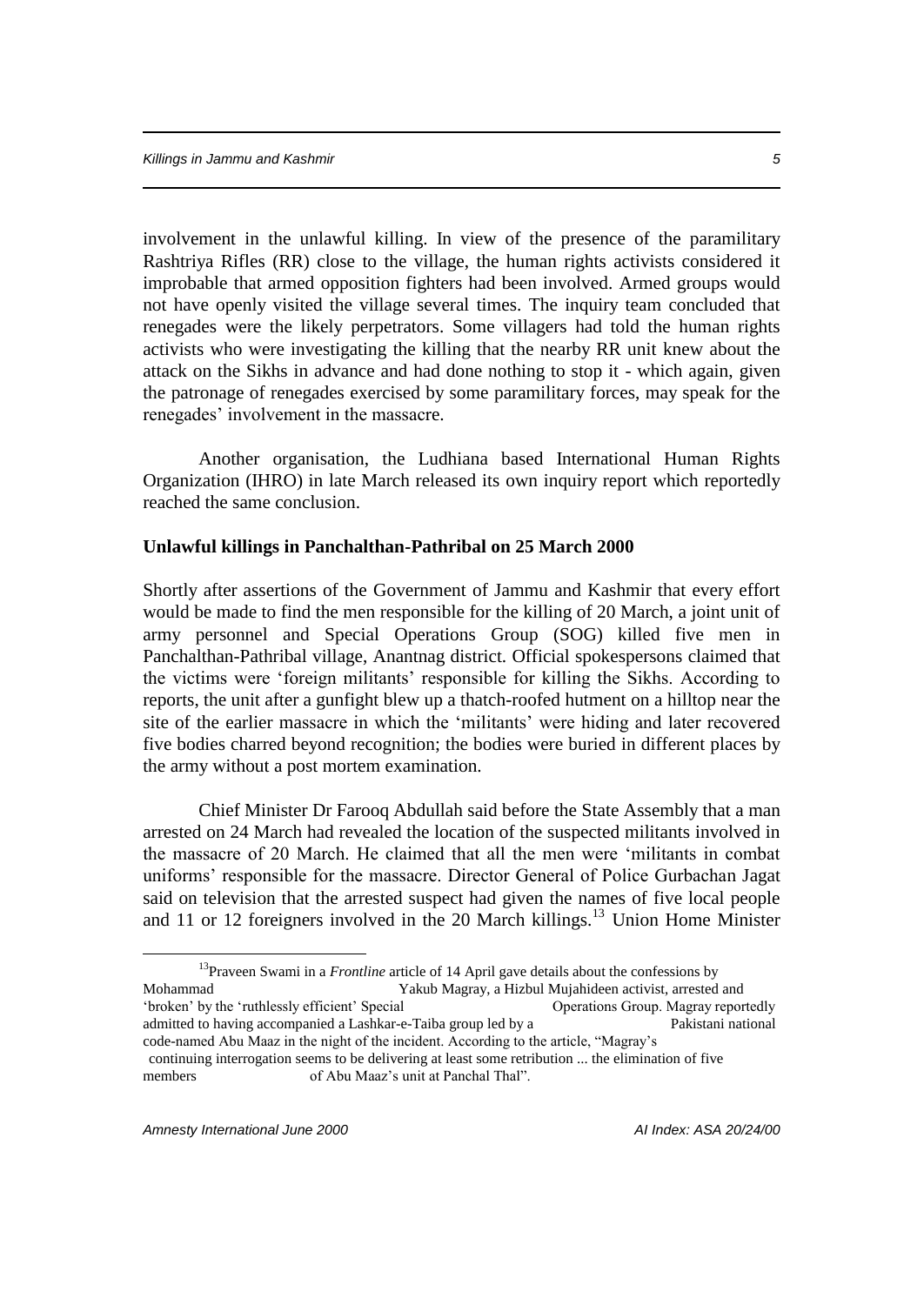involvement in the unlawful killing. In view of the presence of the paramilitary Rashtriya Rifles (RR) close to the village, the human rights activists considered it improbable that armed opposition fighters had been involved. Armed groups would not have openly visited the village several times. The inquiry team concluded that renegades were the likely perpetrators. Some villagers had told the human rights activists who were investigating the killing that the nearby RR unit knew about the attack on the Sikhs in advance and had done nothing to stop it - which again, given the patronage of renegades exercised by some paramilitary forces, may speak for the renegades' involvement in the massacre.

Another organisation, the Ludhiana based International Human Rights Organization (IHRO) in late March released its own inquiry report which reportedly reached the same conclusion.

**Unlawful killings in Panchalthan-Pathribal on 25 March 2000**

Shortly after assertions of the Government of Jammu and Kashmir that every effort would be made to find the men responsible for the killing of 20 March, a joint unit of army personnel and Special Operations Group (SOG) killed five men in Panchalthan-Pathribal village, Anantnag district. Official spokespersons claimed that the victims were 'foreign militants' responsible for killing the Sikhs. According to reports, the unit after a gunfight blew up a thatch-roofed hutment on a hilltop near the site of the earlier massacre in which the 'militants' were hiding and later recovered five bodies charred beyond recognition; the bodies were buried in different places by the army without a post mortem examination.

Chief Minister Dr Farooq Abdullah said before the State Assembly that a man arrested on 24 March had revealed the location of the suspected militants involved in the massacre of 20 March. He claimed that all the men were 'militants in combat uniforms' responsible for the massacre. Director General of Police Gurbachan Jagat said on television that the arrested suspect had given the names of five local people and 11 or 12 foreigners involved in the 20 March killings.[13] Union Home Minister

[13] Praveen Swami in a *Frontline* article of 14 April gave details about the confessions by Mohammad Yakub Magray, a Hizbul Mujahideen activist, arrested and 'broken' by the 'ruthlessly efficient' Special Operations Group. Magray reportedly admitted to having accompanied a Lashkar-e-Taiba group led by a Pakistani national code-named Abu Maaz in the night of the incident. According to the article, "Magray's continuing interrogation seems to be delivering at least some retribution ... the elimination of five members of Abu Maaz's unit at Panchal Thal".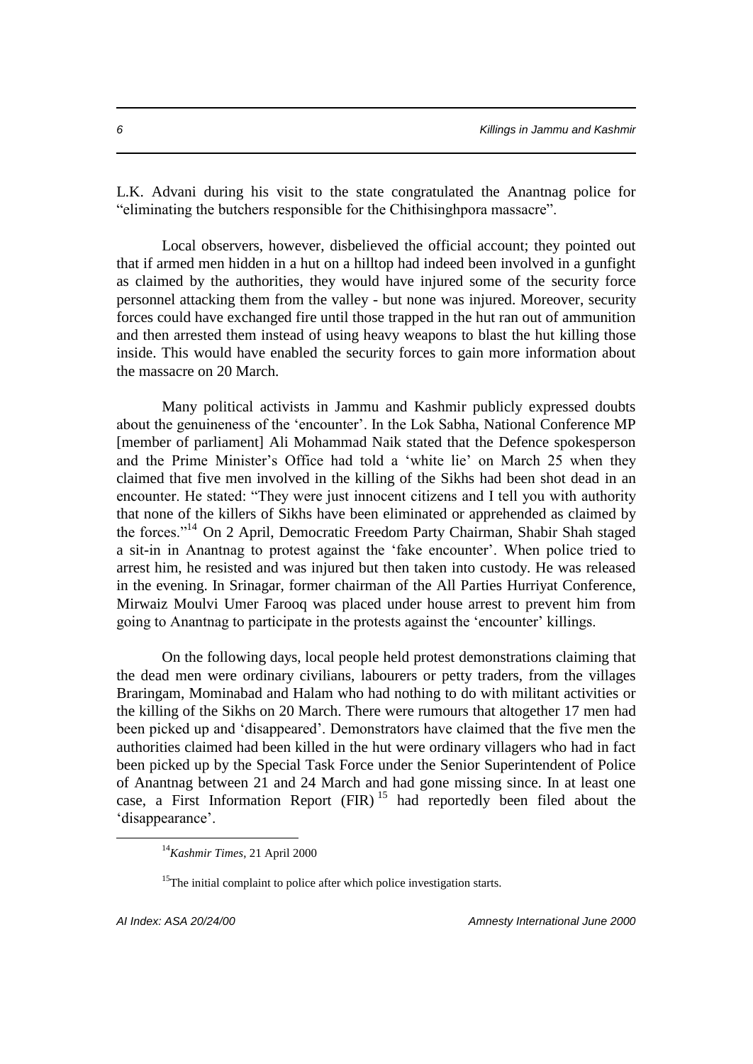L.K. Advani during his visit to the state congratulated the Anantnag police for "eliminating the butchers responsible for the Chithisinghpora massacre".

Local observers, however, disbelieved the official account; they pointed out that if armed men hidden in a hut on a hilltop had indeed been involved in a gunfight as claimed by the authorities, they would have injured some of the security force personnel attacking them from the valley - but none was injured. Moreover, security forces could have exchanged fire until those trapped in the hut ran out of ammunition and then arrested them instead of using heavy weapons to blast the hut killing those inside. This would have enabled the security forces to gain more information about the massacre on 20 March.

Many political activists in Jammu and Kashmir publicly expressed doubts about the genuineness of the 'encounter'. In the Lok Sabha, National Conference MP [member of parliament] Ali Mohammad Naik stated that the Defence spokesperson and the Prime Minister's Office had told a 'white lie' on March 25 when they claimed that five men involved in the killing of the Sikhs had been shot dead in an encounter. He stated: "They were just innocent citizens and I tell you with authority that none of the killers of Sikhs have been eliminated or apprehended as claimed by the forces."[14] On 2 April, Democratic Freedom Party Chairman, Shabir Shah staged a sit-in in Anantnag to protest against the 'fake encounter'. When police tried to arrest him, he resisted and was injured but then taken into custody. He was released in the evening. In Srinagar, former chairman of the All Parties Hurriyat Conference, Mirwaiz Moulvi Umer Farooq was placed under house arrest to prevent him from going to Anantnag to participate in the protests against the 'encounter' killings.

On the following days, local people held protest demonstrations claiming that the dead men were ordinary civilians, labourers or petty traders, from the villages Braringam, Mominabad and Halam who had nothing to do with militant activities or the killing of the Sikhs on 20 March. There were rumours that altogether 17 men had been picked up and 'disappeared'. Demonstrators have claimed that the five men the authorities claimed had been killed in the hut were ordinary villagers who had in fact been picked up by the Special Task Force under the Senior Superintendent of Police of Anantnag between 21 and 24 March and had gone missing since. In at least one case, a First Information Report (FIR)[15] had reportedly been filed about the 'disappearance'.

[14] *Kashmir Times*, 21 April 2000

[15] The initial complaint to police after which police investigation starts.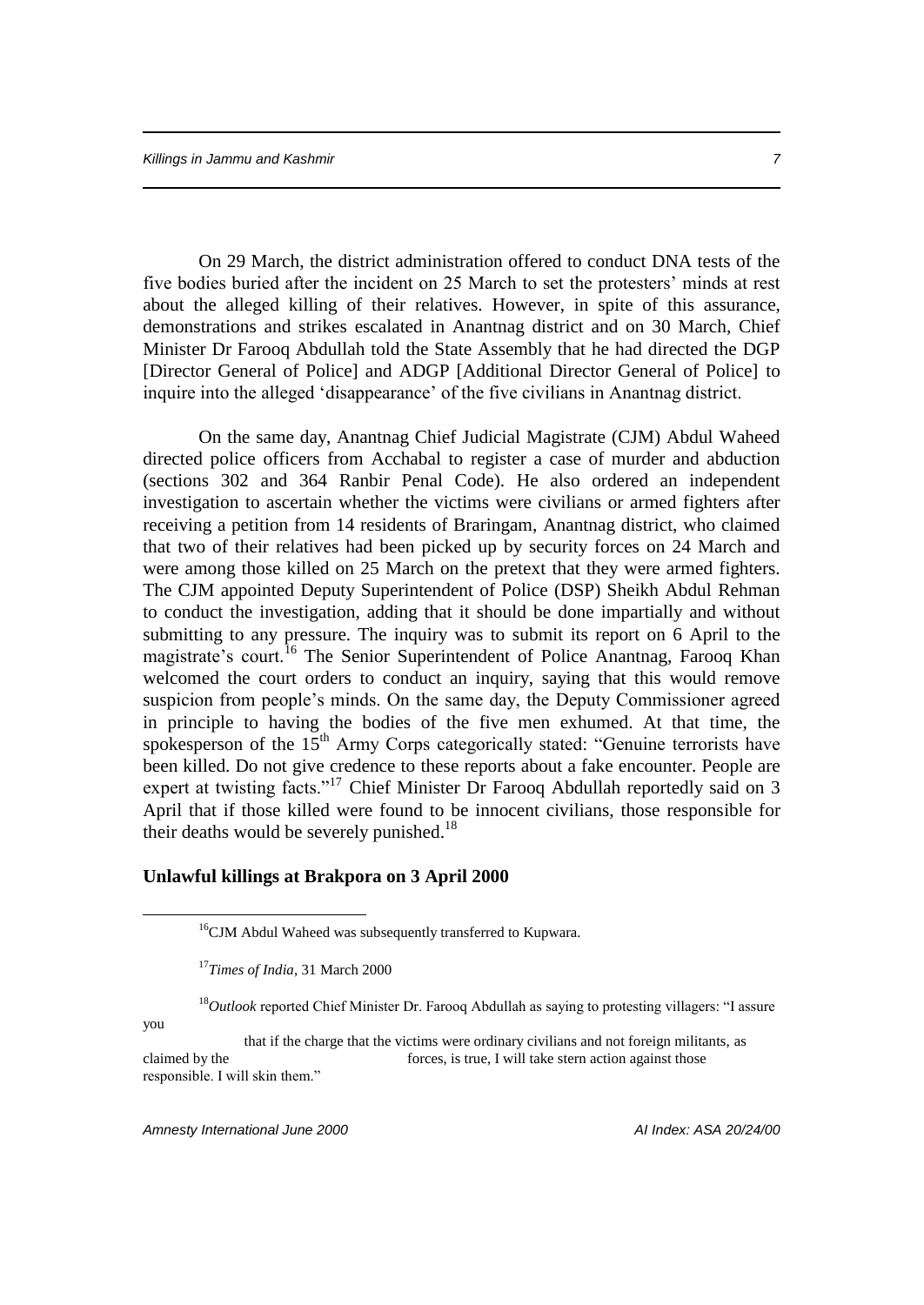On 29 March, the district administration offered to conduct DNA tests of the five bodies buried after the incident on 25 March to set the protesters' minds at rest about the alleged killing of their relatives. However, in spite of this assurance, demonstrations and strikes escalated in Anantnag district and on 30 March, Chief Minister Dr Farooq Abdullah told the State Assembly that he had directed the DGP [Director General of Police] and ADGP [Additional Director General of Police] to inquire into the alleged 'disappearance' of the five civilians in Anantnag district.

On the same day, Anantnag Chief Judicial Magistrate (CJM) Abdul Waheed directed police officers from Acchabal to register a case of murder and abduction (sections 302 and 364 Ranbir Penal Code). He also ordered an independent investigation to ascertain whether the victims were civilians or armed fighters after receiving a petition from 14 residents of Braringam, Anantnag district, who claimed that two of their relatives had been picked up by security forces on 24 March and were among those killed on 25 March on the pretext that they were armed fighters. The CJM appointed Deputy Superintendent of Police (DSP) Sheikh Abdul Rehman to conduct the investigation, adding that it should be done impartially and without submitting to any pressure. The inquiry was to submit its report on 6 April to the magistrate's court.[16] The Senior Superintendent of Police Anantnag, Farooq Khan welcomed the court orders to conduct an inquiry, saying that this would remove suspicion from people's minds. On the same day, the Deputy Commissioner agreed in principle to having the bodies of the five men exhumed. At that time, the spokesperson of the 15th Army Corps categorically stated: "Genuine terrorists have been killed. Do not give credence to these reports about a fake encounter. People are expert at twisting facts."[17] Chief Minister Dr Farooq Abdullah reportedly said on 3 April that if those killed were found to be innocent civilians, those responsible for their deaths would be severely punished.[18]

**Unlawful killings at Brakpora on 3 April 2000**

---

[16] CJM Abdul Waheed was subsequently transferred to Kupwara.

[17] *Times of India*, 31 March 2000

[18] *Outlook* reported Chief Minister Dr. Farooq Abdullah as saying to protesting villagers: "I assure you that if the charge that the victims were ordinary civilians and not foreign militants, as claimed by the forces, is true, I will take stern action against those responsible. I will skin them."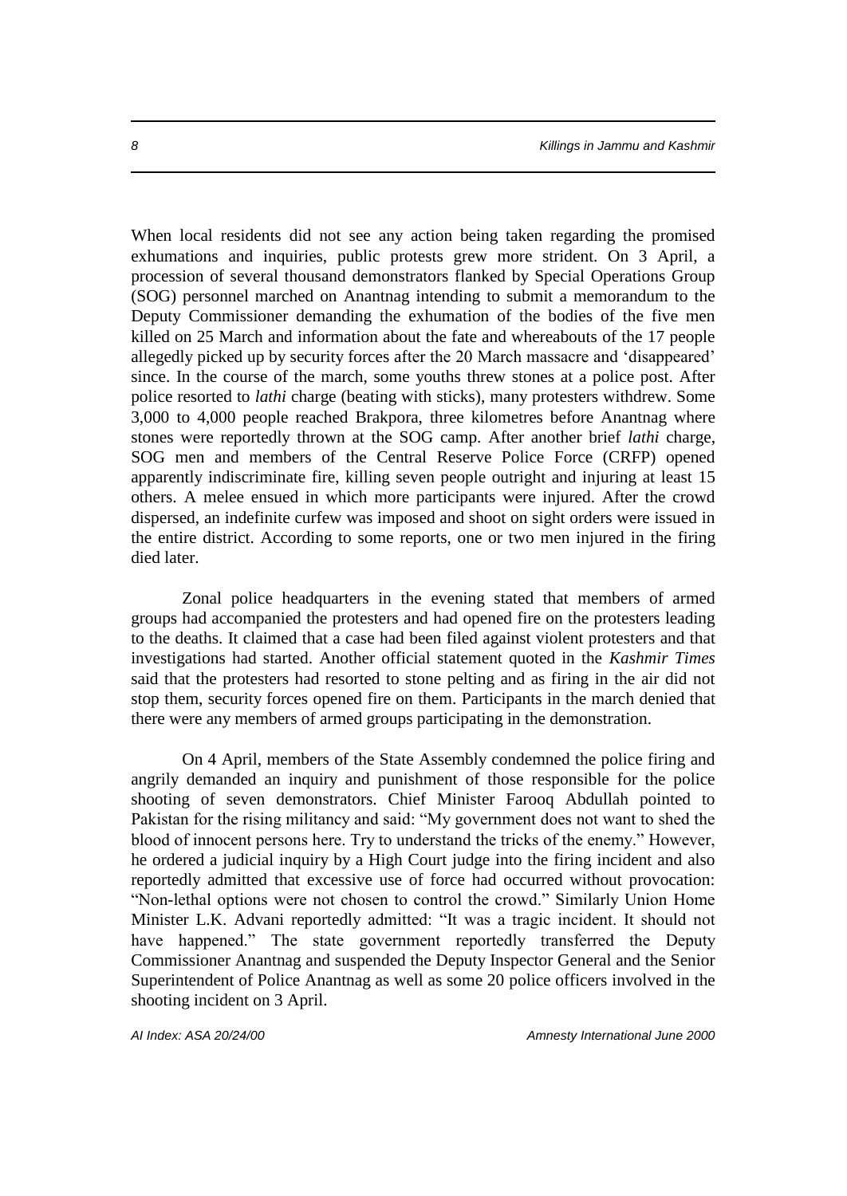When local residents did not see any action being taken regarding the promised exhumations and inquiries, public protests grew more strident. On 3 April, a procession of several thousand demonstrators flanked by Special Operations Group (SOG) personnel marched on Anantnag intending to submit a memorandum to the Deputy Commissioner demanding the exhumation of the bodies of the five men killed on 25 March and information about the fate and whereabouts of the 17 people allegedly picked up by security forces after the 20 March massacre and 'disappeared' since. In the course of the march, some youths threw stones at a police post. After police resorted to *lathi* charge (beating with sticks), many protesters withdrew. Some 3,000 to 4,000 people reached Brakpora, three kilometres before Anantnag where stones were reportedly thrown at the SOG camp. After another brief *lathi* charge, SOG men and members of the Central Reserve Police Force (CRFP) opened apparently indiscriminate fire, killing seven people outright and injuring at least 15 others. A melee ensued in which more participants were injured. After the crowd dispersed, an indefinite curfew was imposed and shoot on sight orders were issued in the entire district. According to some reports, one or two men injured in the firing died later.

Zonal police headquarters in the evening stated that members of armed groups had accompanied the protesters and had opened fire on the protesters leading to the deaths. It claimed that a case had been filed against violent protesters and that investigations had started. Another official statement quoted in the *Kashmir Times* said that the protesters had resorted to stone pelting and as firing in the air did not stop them, security forces opened fire on them. Participants in the march denied that there were any members of armed groups participating in the demonstration.

On 4 April, members of the State Assembly condemned the police firing and angrily demanded an inquiry and punishment of those responsible for the police shooting of seven demonstrators. Chief Minister Farooq Abdullah pointed to Pakistan for the rising militancy and said: "My government does not want to shed the blood of innocent persons here. Try to understand the tricks of the enemy." However, he ordered a judicial inquiry by a High Court judge into the firing incident and also reportedly admitted that excessive use of force had occurred without provocation: "Non-lethal options were not chosen to control the crowd." Similarly Union Home Minister L.K. Advani reportedly admitted: "It was a tragic incident. It should not have happened." The state government reportedly transferred the Deputy Commissioner Anantnag and suspended the Deputy Inspector General and the Senior Superintendent of Police Anantnag as well as some 20 police officers involved in the shooting incident on 3 April.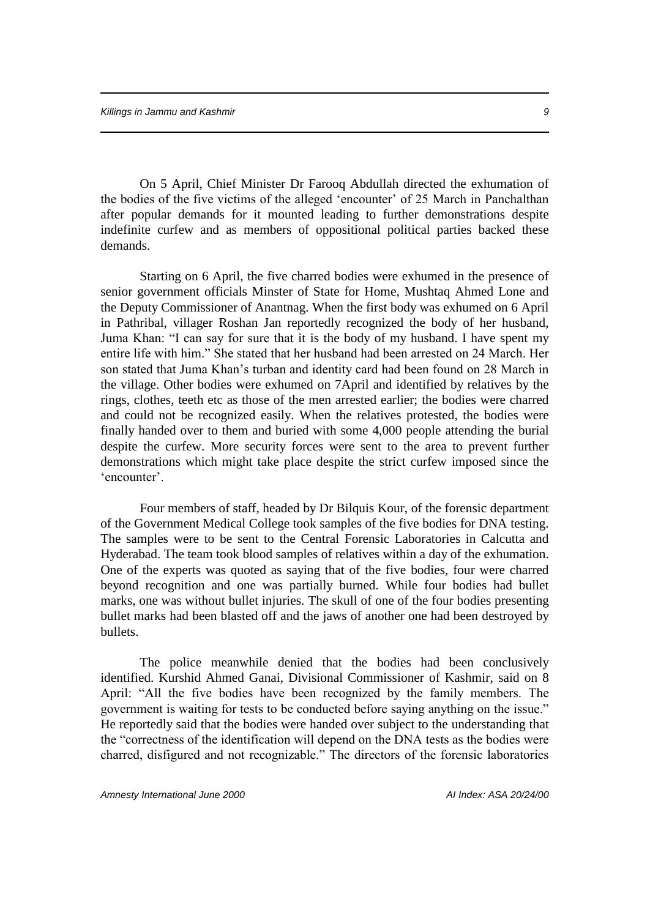On 5 April, Chief Minister Dr Farooq Abdullah directed the exhumation of the bodies of the five victims of the alleged 'encounter' of 25 March in Panchalthan after popular demands for it mounted leading to further demonstrations despite indefinite curfew and as members of oppositional political parties backed these demands.

Starting on 6 April, the five charred bodies were exhumed in the presence of senior government officials Minster of State for Home, Mushtaq Ahmed Lone and the Deputy Commissioner of Anantnag. When the first body was exhumed on 6 April in Pathribal, villager Roshan Jan reportedly recognized the body of her husband, Juma Khan: "I can say for sure that it is the body of my husband. I have spent my entire life with him." She stated that her husband had been arrested on 24 March. Her son stated that Juma Khan's turban and identity card had been found on 28 March in the village. Other bodies were exhumed on 7April and identified by relatives by the rings, clothes, teeth etc as those of the men arrested earlier; the bodies were charred and could not be recognized easily. When the relatives protested, the bodies were finally handed over to them and buried with some 4,000 people attending the burial despite the curfew. More security forces were sent to the area to prevent further demonstrations which might take place despite the strict curfew imposed since the 'encounter'.

Four members of staff, headed by Dr Bilquis Kour, of the forensic department of the Government Medical College took samples of the five bodies for DNA testing. The samples were to be sent to the Central Forensic Laboratories in Calcutta and Hyderabad. The team took blood samples of relatives within a day of the exhumation. One of the experts was quoted as saying that of the five bodies, four were charred beyond recognition and one was partially burned. While four bodies had bullet marks, one was without bullet injuries. The skull of one of the four bodies presenting bullet marks had been blasted off and the jaws of another one had been destroyed by bullets.

The police meanwhile denied that the bodies had been conclusively identified. Kurshid Ahmed Ganai, Divisional Commissioner of Kashmir, said on 8 April: "All the five bodies have been recognized by the family members. The government is waiting for tests to be conducted before saying anything on the issue." He reportedly said that the bodies were handed over subject to the understanding that the "correctness of the identification will depend on the DNA tests as the bodies were charred, disfigured and not recognizable." The directors of the forensic laboratories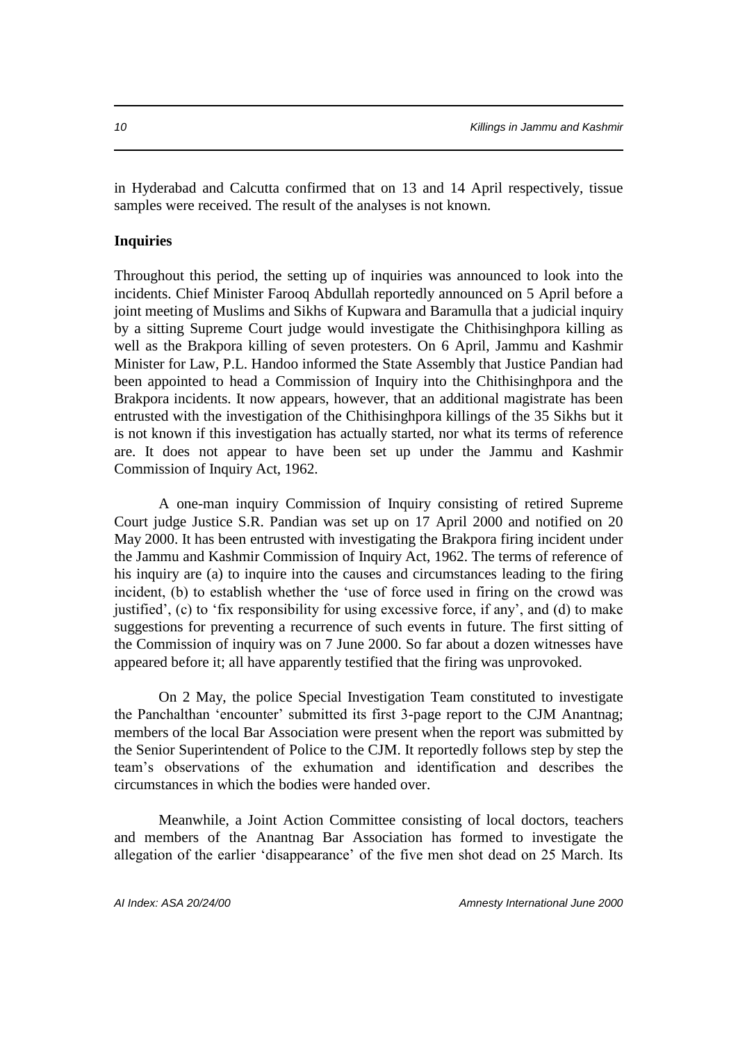in Hyderabad and Calcutta confirmed that on 13 and 14 April respectively, tissue samples were received. The result of the analyses is not known.

**Inquiries**

Throughout this period, the setting up of inquiries was announced to look into the incidents. Chief Minister Farooq Abdullah reportedly announced on 5 April before a joint meeting of Muslims and Sikhs of Kupwara and Baramulla that a judicial inquiry by a sitting Supreme Court judge would investigate the Chithisinghpora killing as well as the Brakpora killing of seven protesters. On 6 April, Jammu and Kashmir Minister for Law, P.L. Handoo informed the State Assembly that Justice Pandian had been appointed to head a Commission of Inquiry into the Chithisinghpora and the Brakpora incidents. It now appears, however, that an additional magistrate has been entrusted with the investigation of the Chithisinghpora killings of the 35 Sikhs but it is not known if this investigation has actually started, nor what its terms of reference are. It does not appear to have been set up under the Jammu and Kashmir Commission of Inquiry Act, 1962.

A one-man inquiry Commission of Inquiry consisting of retired Supreme Court judge Justice S.R. Pandian was set up on 17 April 2000 and notified on 20 May 2000. It has been entrusted with investigating the Brakpora firing incident under the Jammu and Kashmir Commission of Inquiry Act, 1962. The terms of reference of his inquiry are (a) to inquire into the causes and circumstances leading to the firing incident, (b) to establish whether the 'use of force used in firing on the crowd was justified', (c) to 'fix responsibility for using excessive force, if any', and (d) to make suggestions for preventing a recurrence of such events in future. The first sitting of the Commission of inquiry was on 7 June 2000. So far about a dozen witnesses have appeared before it; all have apparently testified that the firing was unprovoked.

On 2 May, the police Special Investigation Team constituted to investigate the Panchalthan 'encounter' submitted its first 3-page report to the CJM Anantnag; members of the local Bar Association were present when the report was submitted by the Senior Superintendent of Police to the CJM. It reportedly follows step by step the team's observations of the exhumation and identification and describes the circumstances in which the bodies were handed over.

Meanwhile, a Joint Action Committee consisting of local doctors, teachers and members of the Anantnag Bar Association has formed to investigate the allegation of the earlier 'disappearance' of the five men shot dead on 25 March. Its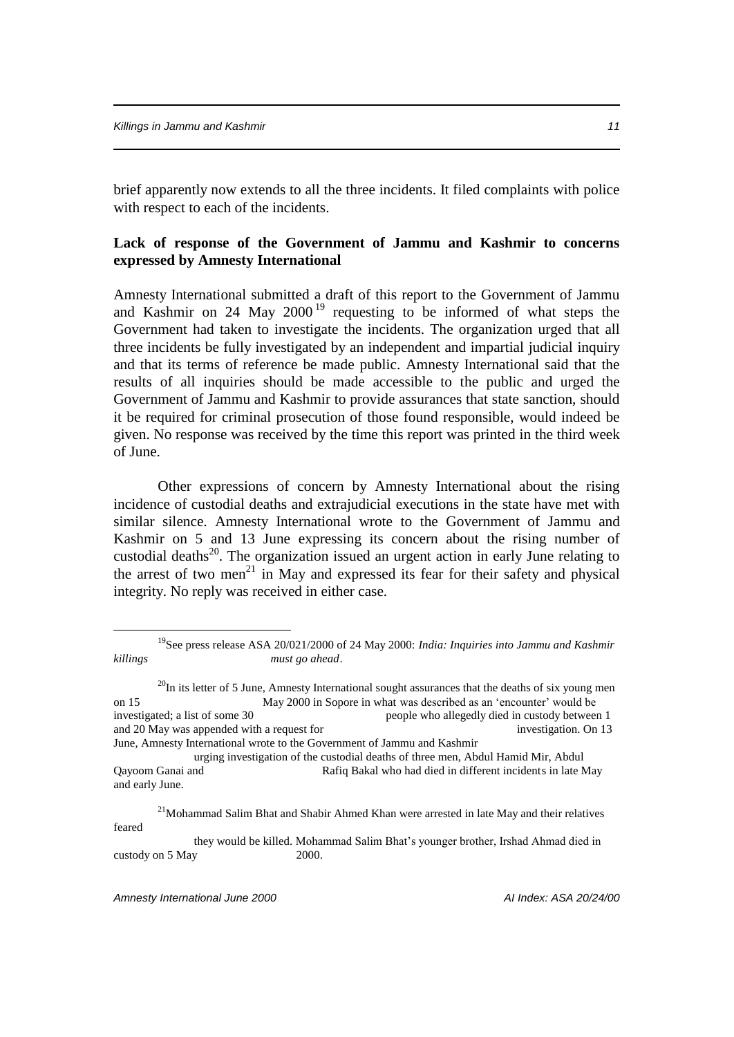brief apparently now extends to all the three incidents. It filed complaints with police with respect to each of the incidents.

**Lack of response of the Government of Jammu and Kashmir to concerns expressed by Amnesty International**

Amnesty International submitted a draft of this report to the Government of Jammu and Kashmir on 24 May 2000[19] requesting to be informed of what steps the Government had taken to investigate the incidents. The organization urged that all three incidents be fully investigated by an independent and impartial judicial inquiry and that its terms of reference be made public. Amnesty International said that the results of all inquiries should be made accessible to the public and urged the Government of Jammu and Kashmir to provide assurances that state sanction, should it be required for criminal prosecution of those found responsible, would indeed be given. No response was received by the time this report was printed in the third week of June.

Other expressions of concern by Amnesty International about the rising incidence of custodial deaths and extrajudicial executions in the state have met with similar silence. Amnesty International wrote to the Government of Jammu and Kashmir on 5 and 13 June expressing its concern about the rising number of custodial deaths[20]. The organization issued an urgent action in early June relating to the arrest of two men[21] in May and expressed its fear for their safety and physical integrity. No reply was received in either case.

---

[19]See press release ASA 20/021/2000 of 24 May 2000: *India: Inquiries into Jammu and Kashmir killings must go ahead*.

[20]In its letter of 5 June, Amnesty International sought assurances that the deaths of six young men on 15 May 2000 in Sopore in what was described as an 'encounter' would be investigated; a list of some 30 people who allegedly died in custody between 1 and 20 May was appended with a request for investigation. On 13 June, Amnesty International wrote to the Government of Jammu and Kashmir urging investigation of the custodial deaths of three men, Abdul Hamid Mir, Abdul Qayoom Ganai and Rafiq Bakal who had died in different incidents in late May and early June.

[21]Mohammad Salim Bhat and Shabir Ahmed Khan were arrested in late May and their relatives feared they would be killed. Mohammad Salim Bhat's younger brother, Irshad Ahmad died in custody on 5 May 2000.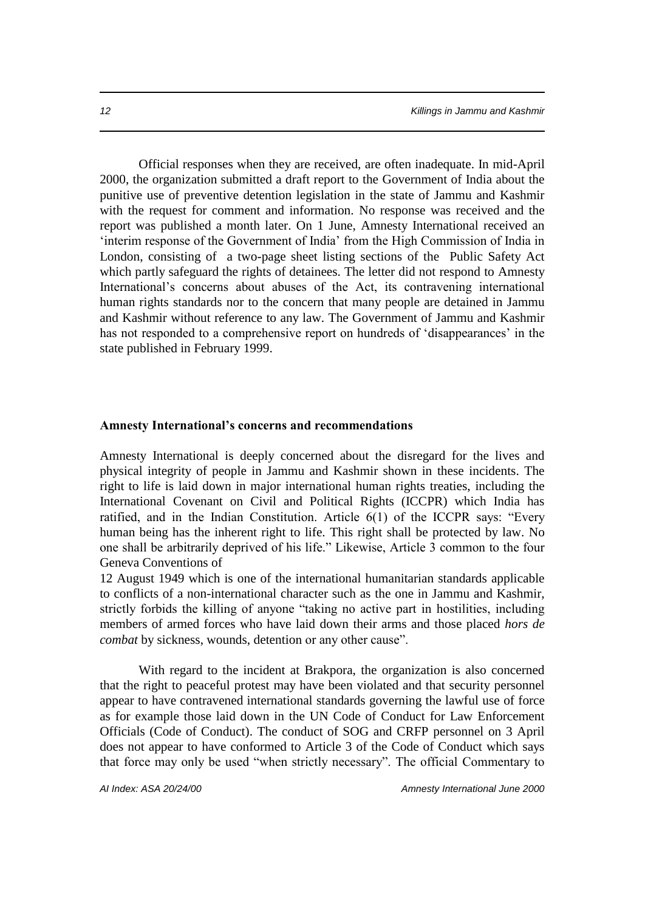Official responses when they are received, are often inadequate. In mid-April 2000, the organization submitted a draft report to the Government of India about the punitive use of preventive detention legislation in the state of Jammu and Kashmir with the request for comment and information. No response was received and the report was published a month later. On 1 June, Amnesty International received an 'interim response of the Government of India' from the High Commission of India in London, consisting of a two-page sheet listing sections of the Public Safety Act which partly safeguard the rights of detainees. The letter did not respond to Amnesty International's concerns about abuses of the Act, its contravening international human rights standards nor to the concern that many people are detained in Jammu and Kashmir without reference to any law. The Government of Jammu and Kashmir has not responded to a comprehensive report on hundreds of 'disappearances' in the state published in February 1999.

**Amnesty International's concerns and recommendations**

Amnesty International is deeply concerned about the disregard for the lives and physical integrity of people in Jammu and Kashmir shown in these incidents. The right to life is laid down in major international human rights treaties, including the International Covenant on Civil and Political Rights (ICCPR) which India has ratified, and in the Indian Constitution. Article 6(1) of the ICCPR says: "Every human being has the inherent right to life. This right shall be protected by law. No one shall be arbitrarily deprived of his life." Likewise, Article 3 common to the four Geneva Conventions of 12 August 1949 which is one of the international humanitarian standards applicable to conflicts of a non-international character such as the one in Jammu and Kashmir, strictly forbids the killing of anyone "taking no active part in hostilities, including members of armed forces who have laid down their arms and those placed *hors de combat* by sickness, wounds, detention or any other cause".

With regard to the incident at Brakpora, the organization is also concerned that the right to peaceful protest may have been violated and that security personnel appear to have contravened international standards governing the lawful use of force as for example those laid down in the UN Code of Conduct for Law Enforcement Officials (Code of Conduct). The conduct of SOG and CRFP personnel on 3 April does not appear to have conformed to Article 3 of the Code of Conduct which says that force may only be used "when strictly necessary". The official Commentary to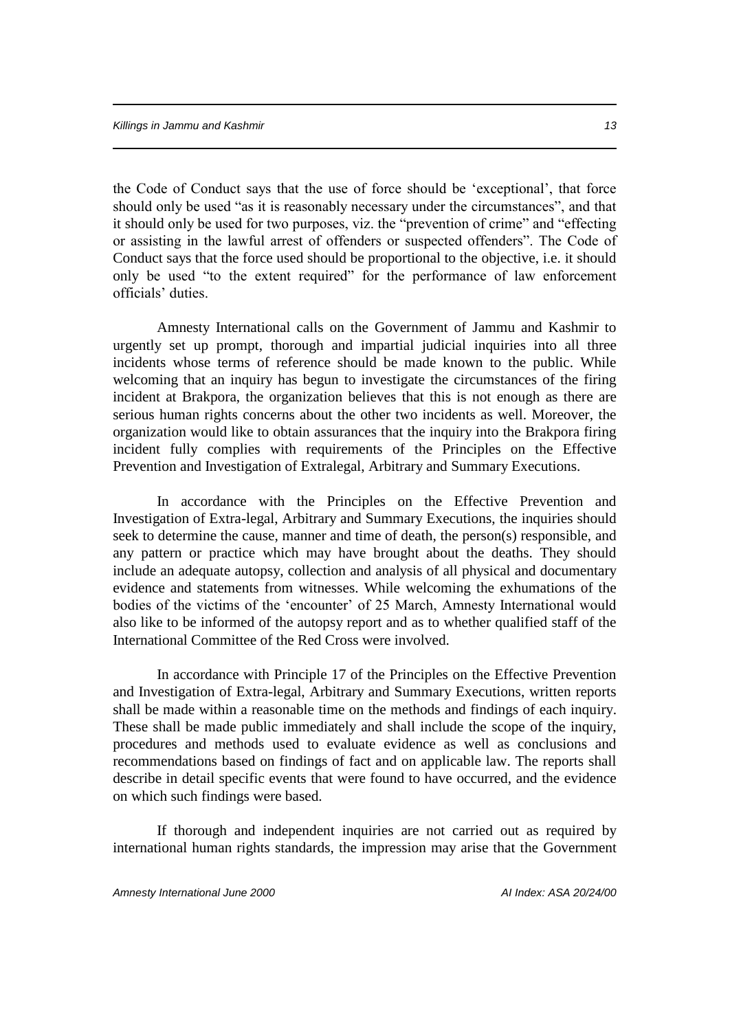the Code of Conduct says that the use of force should be 'exceptional', that force should only be used "as it is reasonably necessary under the circumstances", and that it should only be used for two purposes, viz. the "prevention of crime" and "effecting or assisting in the lawful arrest of offenders or suspected offenders". The Code of Conduct says that the force used should be proportional to the objective, i.e. it should only be used "to the extent required" for the performance of law enforcement officials' duties.

Amnesty International calls on the Government of Jammu and Kashmir to urgently set up prompt, thorough and impartial judicial inquiries into all three incidents whose terms of reference should be made known to the public. While welcoming that an inquiry has begun to investigate the circumstances of the firing incident at Brakpora, the organization believes that this is not enough as there are serious human rights concerns about the other two incidents as well. Moreover, the organization would like to obtain assurances that the inquiry into the Brakpora firing incident fully complies with requirements of the Principles on the Effective Prevention and Investigation of Extralegal, Arbitrary and Summary Executions.

In accordance with the Principles on the Effective Prevention and Investigation of Extra-legal, Arbitrary and Summary Executions, the inquiries should seek to determine the cause, manner and time of death, the person(s) responsible, and any pattern or practice which may have brought about the deaths. They should include an adequate autopsy, collection and analysis of all physical and documentary evidence and statements from witnesses. While welcoming the exhumations of the bodies of the victims of the 'encounter' of 25 March, Amnesty International would also like to be informed of the autopsy report and as to whether qualified staff of the International Committee of the Red Cross were involved.

In accordance with Principle 17 of the Principles on the Effective Prevention and Investigation of Extra-legal, Arbitrary and Summary Executions, written reports shall be made within a reasonable time on the methods and findings of each inquiry. These shall be made public immediately and shall include the scope of the inquiry, procedures and methods used to evaluate evidence as well as conclusions and recommendations based on findings of fact and on applicable law. The reports shall describe in detail specific events that were found to have occurred, and the evidence on which such findings were based.

If thorough and independent inquiries are not carried out as required by international human rights standards, the impression may arise that the Government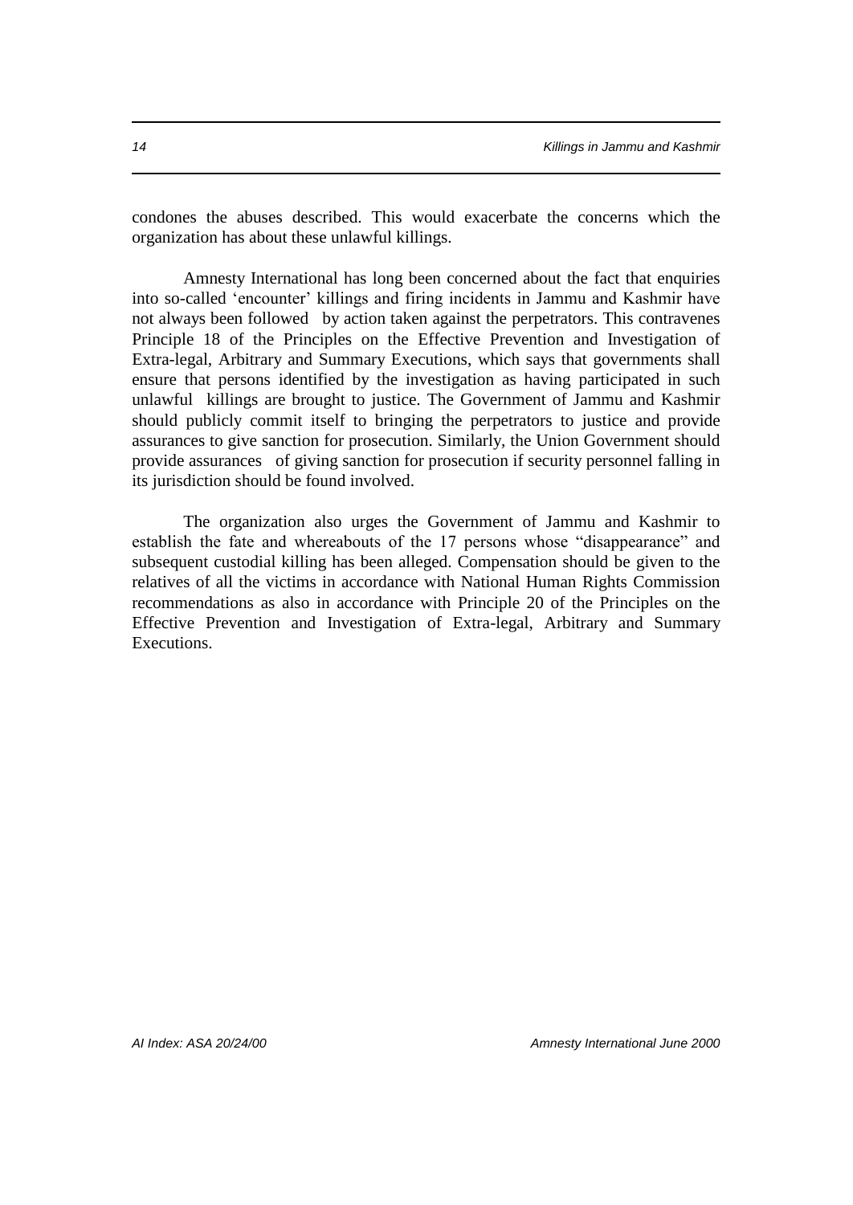condones the abuses described. This would exacerbate the concerns which the organization has about these unlawful killings.

Amnesty International has long been concerned about the fact that enquiries into so-called 'encounter' killings and firing incidents in Jammu and Kashmir have not always been followed by action taken against the perpetrators. This contravenes Principle 18 of the Principles on the Effective Prevention and Investigation of Extra-legal, Arbitrary and Summary Executions, which says that governments shall ensure that persons identified by the investigation as having participated in such unlawful killings are brought to justice. The Government of Jammu and Kashmir should publicly commit itself to bringing the perpetrators to justice and provide assurances to give sanction for prosecution. Similarly, the Union Government should provide assurances of giving sanction for prosecution if security personnel falling in its jurisdiction should be found involved.

The organization also urges the Government of Jammu and Kashmir to establish the fate and whereabouts of the 17 persons whose "disappearance" and subsequent custodial killing has been alleged. Compensation should be given to the relatives of all the victims in accordance with National Human Rights Commission recommendations as also in accordance with Principle 20 of the Principles on the Effective Prevention and Investigation of Extra-legal, Arbitrary and Summary Executions.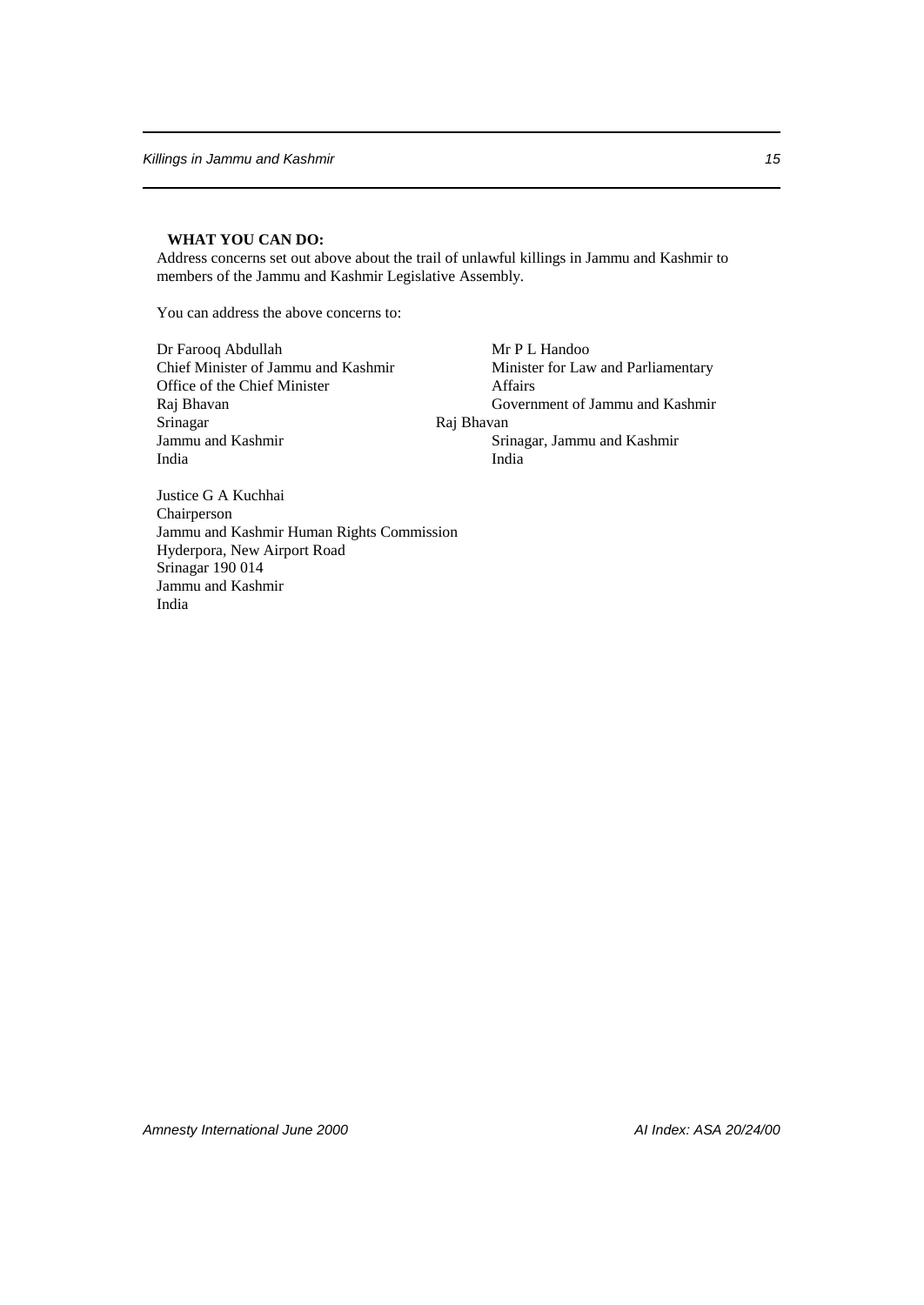**WHAT YOU CAN DO:**

Address concerns set out above about the trail of unlawful killings in Jammu and Kashmir to members of the Jammu and Kashmir Legislative Assembly.

You can address the above concerns to:

Dr Farooq Abdullah
Chief Minister of Jammu and Kashmir
Office of the Chief Minister
Raj Bhavan
Srinagar
Jammu and Kashmir
India

Mr P L Handoo
Minister for Law and Parliamentary Affairs
Government of Jammu and Kashmir
Raj Bhavan
Srinagar, Jammu and Kashmir
India

Justice G A Kuchhai
Chairperson
Jammu and Kashmir Human Rights Commission
Hyderpora, New Airport Road
Srinagar 190 014
Jammu and Kashmir
India